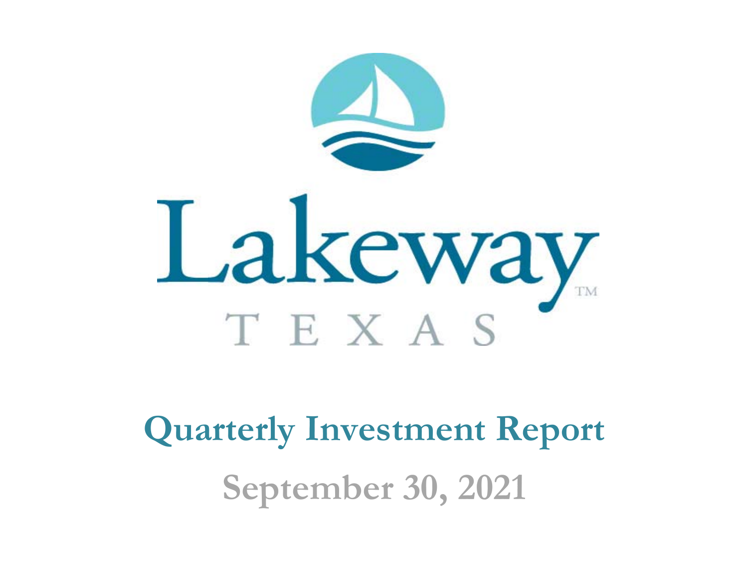Lakeway

TEXAS

# Quarterly Investment Report

## September 30, 2021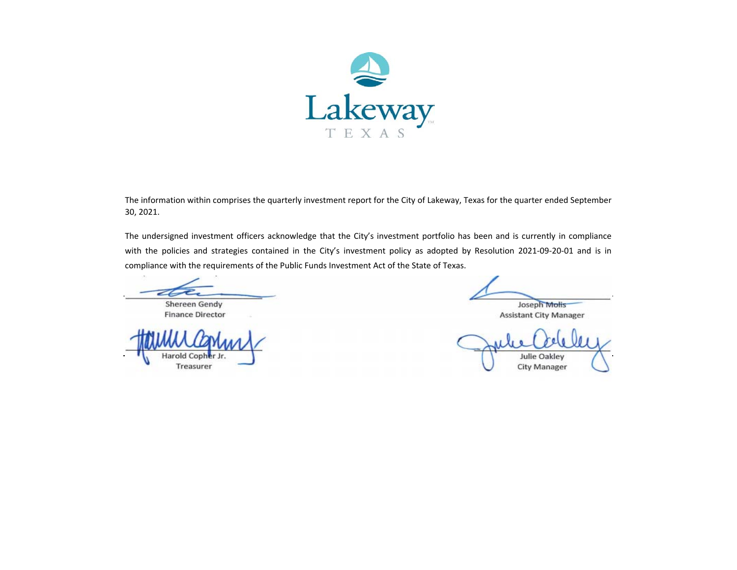Lakeway

TEXAS

The information within comprises the quarterly investment report for the City of Lakeway, Texas for the quarter ended September 30, 2021.

The undersigned investment officers acknowledge that the City's investment portfolio has been and is currently in compliance with the policies and strategies contained in the City's investment policy as adopted by Resolution 2021-09-20-01 and is in compliance with the requirements of the Public Funds Investment Act of the State of Texas.

Shereen Gendy
Finance Director

Joseph Molis
Assistant City Manager

Harold Copher Jr.
Treasurer

Julie Oakley
City Manager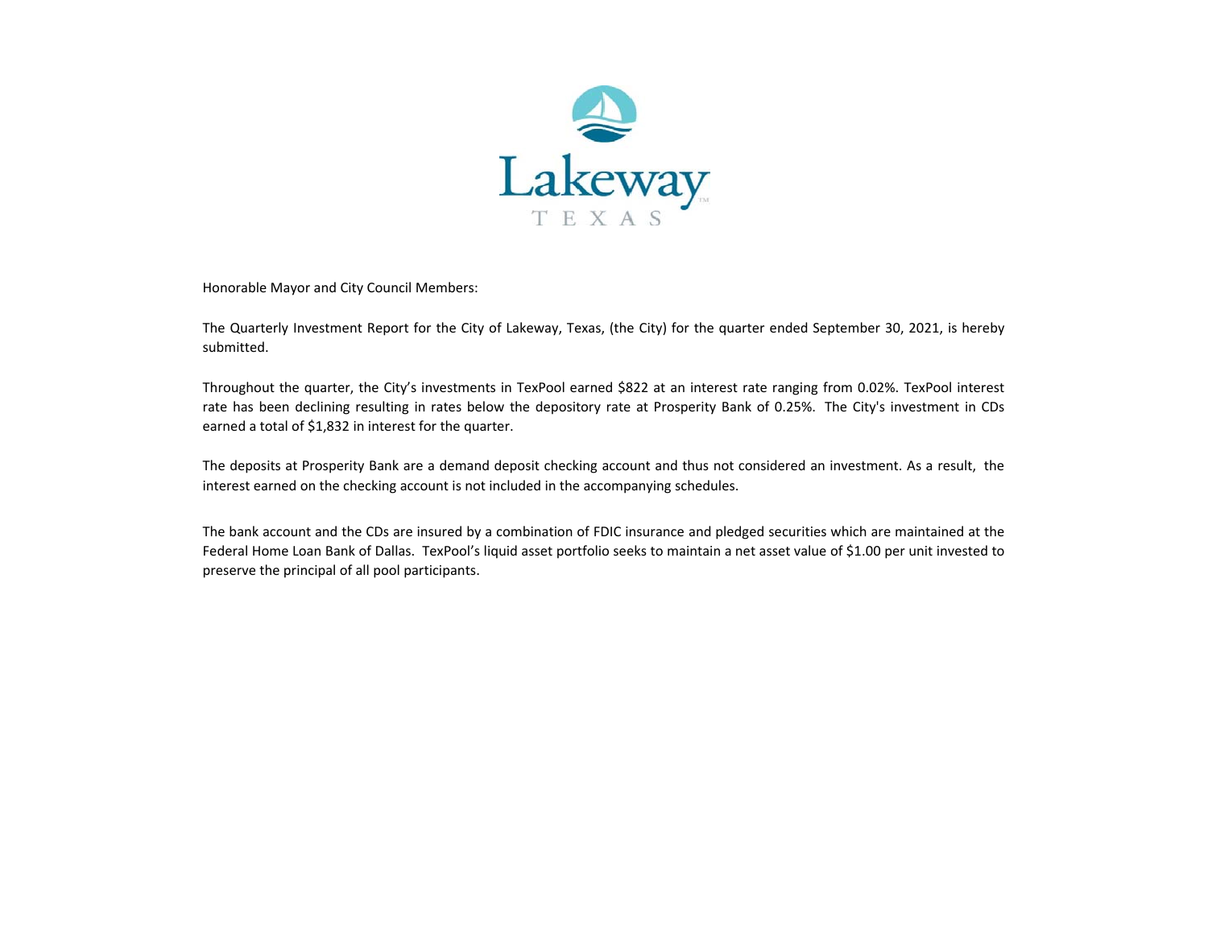Honorable Mayor and City Council Members:

The Quarterly Investment Report for the City of Lakeway, Texas, (the City) for the quarter ended September 30, 2021, is hereby submitted.

Throughout the quarter, the City's investments in TexPool earned $822 at an interest rate ranging from 0.02%. TexPool interest rate has been declining resulting in rates below the depository rate at Prosperity Bank of 0.25%. The City's investment in CDs earned a total of $1,832 in interest for the quarter.

The deposits at Prosperity Bank are a demand deposit checking account and thus not considered an investment. As a result, the interest earned on the checking account is not included in the accompanying schedules.

The bank account and the CDs are insured by a combination of FDIC insurance and pledged securities which are maintained at the Federal Home Loan Bank of Dallas. TexPool's liquid asset portfolio seeks to maintain a net asset value of $1.00 per unit invested to preserve the principal of all pool participants.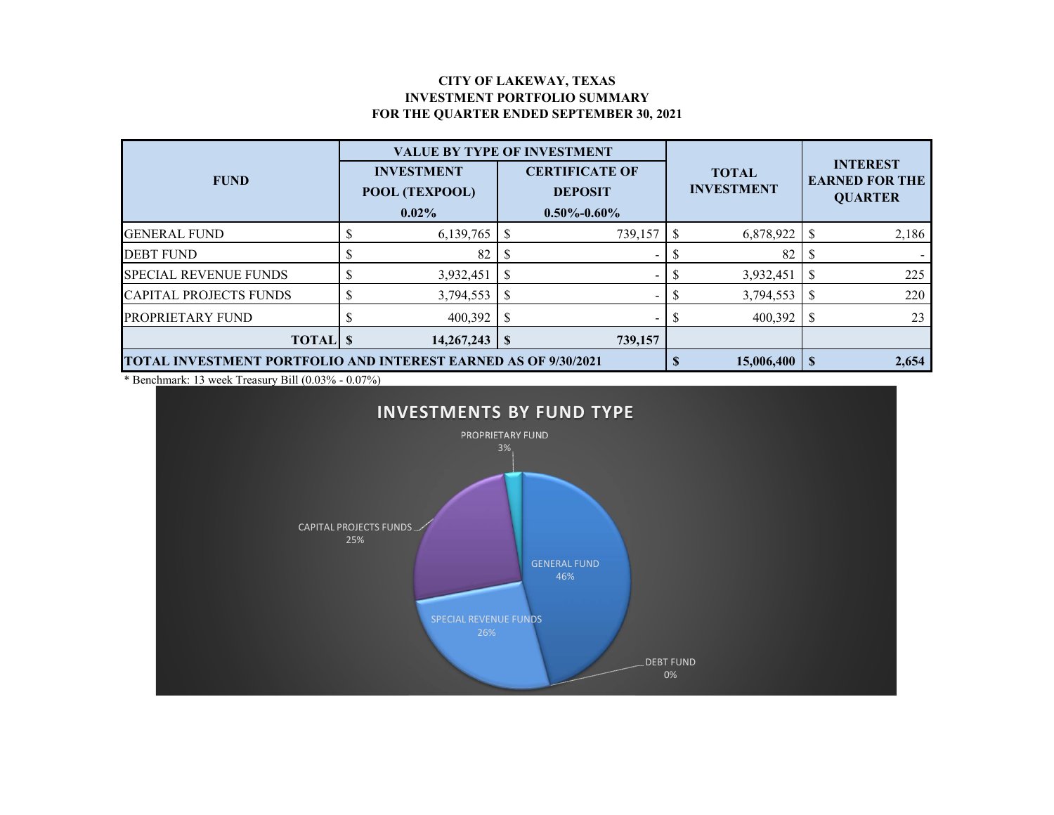# CITY OF LAKEWAY, TEXAS
## INVESTMENT PORTFOLIO SUMMARY
## FOR THE QUARTER ENDED SEPTEMBER 30, 2021

| FUND | VALUE BY TYPE OF INVESTMENT | | TOTAL INVESTMENT | INTEREST EARNED FOR THE QUARTER |
|---|---|---|---|---|
| | INVESTMENT POOL (TEXPOOL) 0.02% | CERTIFICATE OF DEPOSIT 0.50%-0.60% | | |
| GENERAL FUND | $ 6,139,765 | $ 739,157 | $ 6,878,922 | $ 2,186 |
| DEBT FUND | $ 82 | $ - | $ 82 | $ - |
| SPECIAL REVENUE FUNDS | $ 3,932,451 | $ - | $ 3,932,451 | $ 225 |
| CAPITAL PROJECTS FUNDS | $ 3,794,553 | $ - | $ 3,794,553 | $ 220 |
| PROPRIETARY FUND | $ 400,392 | $ - | $ 400,392 | $ 23 |
| **TOTAL** | **$ 14,267,243** | **$ 739,157** | | |
| **TOTAL INVESTMENT PORTFOLIO AND INTEREST EARNED AS OF 9/30/2021** | | | **$ 15,006,400** | **$ 2,654** |

* Benchmark: 13 week Treasury Bill (0.03% - 0.07%)

**INVESTMENTS BY FUND TYPE**

- PROPRIETARY FUND 3%
- CAPITAL PROJECTS FUNDS 25%
- GENERAL FUND 46%
- SPECIAL REVENUE FUNDS 26%
- DEBT FUND 0%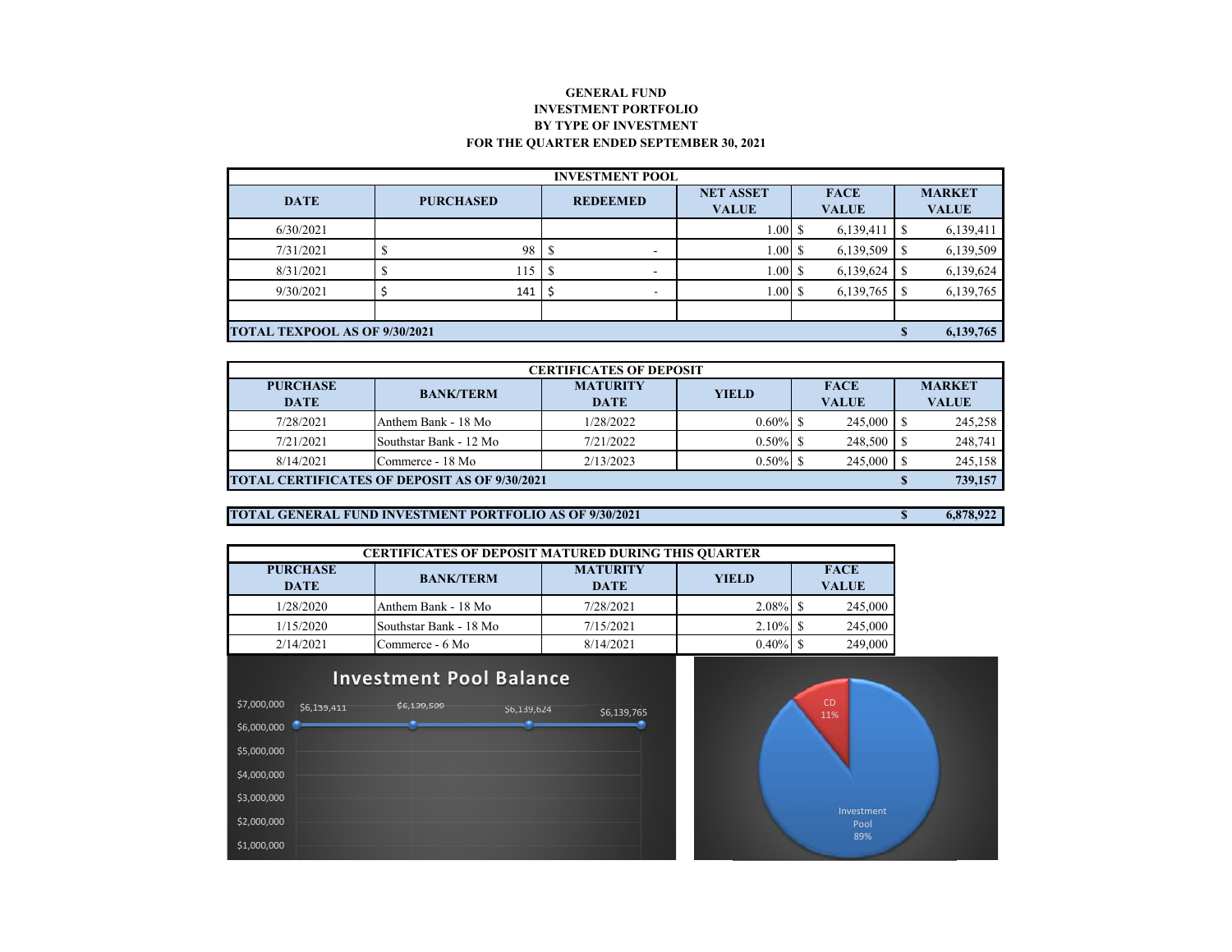**GENERAL FUND**
**INVESTMENT PORTFOLIO**
**BY TYPE OF INVESTMENT**
**FOR THE QUARTER ENDED SEPTEMBER 30, 2021**

| INVESTMENT POOL | | | | | |
|---|---|---|---|---|---|
| **DATE** | **PURCHASED** | **REDEEMED** | **NET ASSET VALUE** | **FACE VALUE** | **MARKET VALUE** |
| 6/30/2021 | | | 1.00 | $ 6,139,411 | $ 6,139,411 |
| 7/31/2021 | $ 98 | $ - | 1.00 | $ 6,139,509 | $ 6,139,509 |
| 8/31/2021 | $ 115 | $ - | 1.00 | $ 6,139,624 | $ 6,139,624 |
| 9/30/2021 | $ 141 | $ - | 1.00 | $ 6,139,765 | $ 6,139,765 |
| | | | | | |
| **TOTAL TEXPOOL AS OF 9/30/2021** | | | | | **$ 6,139,765** |

| CERTIFICATES OF DEPOSIT | | | | | |
|---|---|---|---|---|---|
| **PURCHASE DATE** | **BANK/TERM** | **MATURITY DATE** | **YIELD** | **FACE VALUE** | **MARKET VALUE** |
| 7/28/2021 | Anthem Bank - 18 Mo | 1/28/2022 | 0.60% | $ 245,000 | $ 245,258 |
| 7/21/2021 | Southstar Bank - 12 Mo | 7/21/2022 | 0.50% | $ 248,500 | $ 248,741 |
| 8/14/2021 | Commerce - 18 Mo | 2/13/2023 | 0.50% | $ 245,000 | $ 245,158 |
| **TOTAL CERTIFICATES OF DEPOSIT AS OF 9/30/2021** | | | | | **$ 739,157** |

| | |
|---|---|
| **TOTAL GENERAL FUND INVESTMENT PORTFOLIO AS OF 9/30/2021** | **$ 6,878,922** |

| CERTIFICATES OF DEPOSIT MATURED DURING THIS QUARTER | | | | |
|---|---|---|---|---|
| **PURCHASE DATE** | **BANK/TERM** | **MATURITY DATE** | **YIELD** | **FACE VALUE** |
| 1/28/2020 | Anthem Bank - 18 Mo | 7/28/2021 | 2.08% | $ 245,000 |
| 1/15/2020 | Southstar Bank - 18 Mo | 7/15/2021 | 2.10% | $ 245,000 |
| 2/14/2021 | Commerce - 6 Mo | 8/14/2021 | 0.40% | $ 249,000 |

**Investment Pool Balance**

$6,139,411 — $6,139,509 — $6,139,624 — $6,139,765

CD 11% — Investment Pool 89%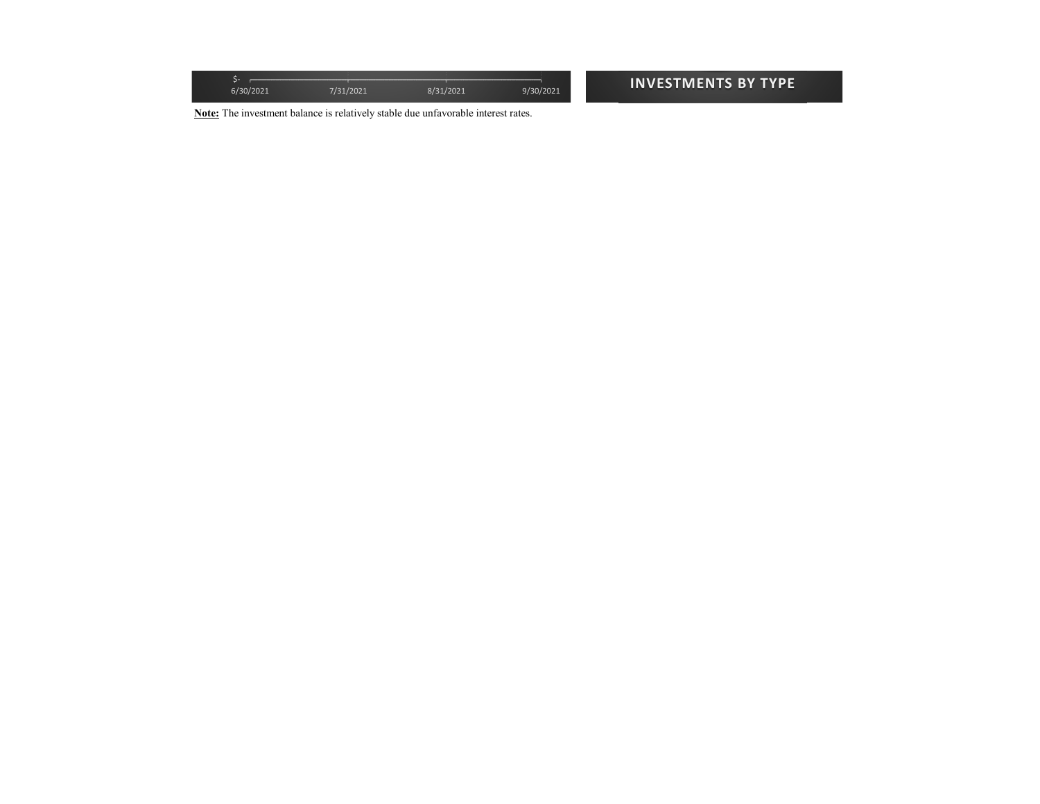$-

6/30/2021 7/31/2021 8/31/2021 9/30/2021

**Note:** The investment balance is relatively stable due unfavorable interest rates.

## INVESTMENTS BY TYPE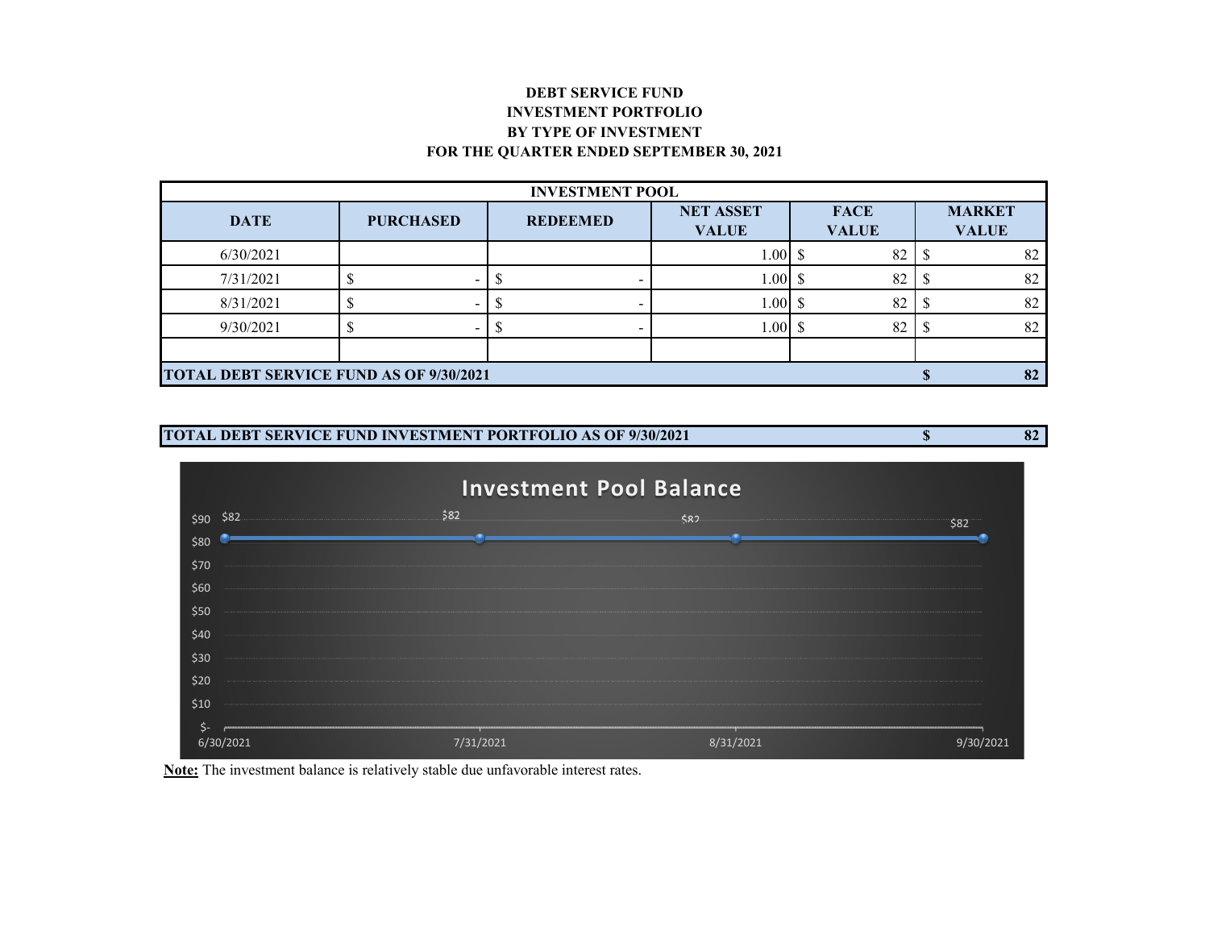**DEBT SERVICE FUND**
**INVESTMENT PORTFOLIO**
**BY TYPE OF INVESTMENT**
**FOR THE QUARTER ENDED SEPTEMBER 30, 2021**

| INVESTMENT POOL | | | | | |
|---|---|---|---|---|---|
| **DATE** | **PURCHASED** | **REDEEMED** | **NET ASSET VALUE** | **FACE VALUE** | **MARKET VALUE** |
| 6/30/2021 | | | 1.00 | $ 82 | $ 82 |
| 7/31/2021 | $ - | $ - | 1.00 | $ 82 | $ 82 |
| 8/31/2021 | $ - | $ - | 1.00 | $ 82 | $ 82 |
| 9/30/2021 | $ - | $ - | 1.00 | $ 82 | $ 82 |
| | | | | | |
| **TOTAL DEBT SERVICE FUND AS OF 9/30/2021** | | | | | **$ 82** |

| **TOTAL DEBT SERVICE FUND INVESTMENT PORTFOLIO AS OF 9/30/2021** | **$ 82** |
|---|---|

**Investment Pool Balance**

| Date | Balance |
|---|---|
| 6/30/2021 | $82 |
| 7/31/2021 | $82 |
| 8/31/2021 | $82 |
| 9/30/2021 | $82 |

**Note:** The investment balance is relatively stable due unfavorable interest rates.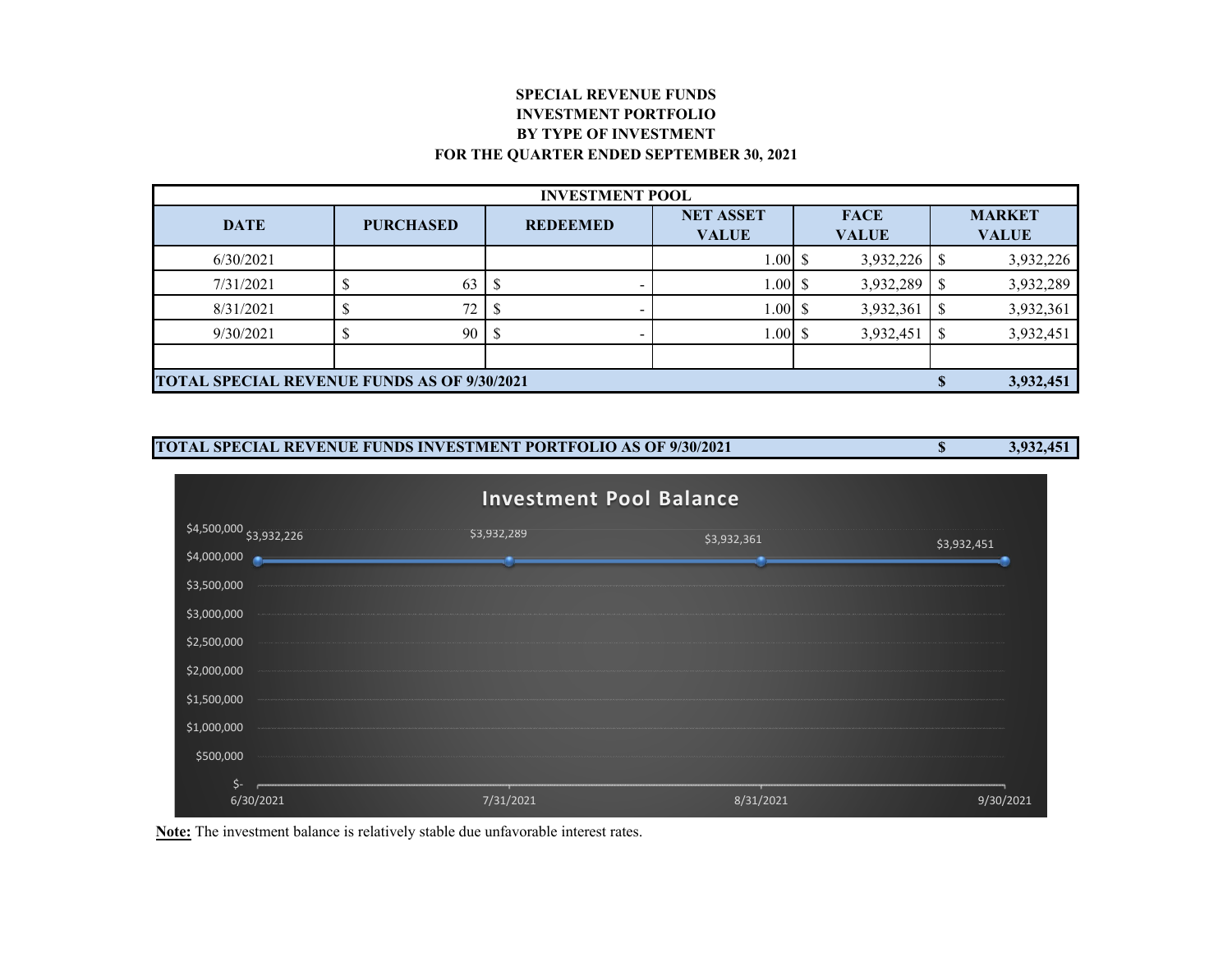# SPECIAL REVENUE FUNDS
# INVESTMENT PORTFOLIO
# BY TYPE OF INVESTMENT
# FOR THE QUARTER ENDED SEPTEMBER 30, 2021

| INVESTMENT POOL | | | | | |
|---|---|---|---|---|---|
| **DATE** | **PURCHASED** | **REDEEMED** | **NET ASSET VALUE** | **FACE VALUE** | **MARKET VALUE** |
| 6/30/2021 | | | 1.00 | $ 3,932,226 | $ 3,932,226 |
| 7/31/2021 | $ 63 | $ - | 1.00 | $ 3,932,289 | $ 3,932,289 |
| 8/31/2021 | $ 72 | $ - | 1.00 | $ 3,932,361 | $ 3,932,361 |
| 9/30/2021 | $ 90 | $ - | 1.00 | $ 3,932,451 | $ 3,932,451 |
| | | | | | |
| **TOTAL SPECIAL REVENUE FUNDS AS OF 9/30/2021** | | | | | **$ 3,932,451** |

| | |
|---|---|
| **TOTAL SPECIAL REVENUE FUNDS INVESTMENT PORTFOLIO AS OF 9/30/2021** | **$ 3,932,451** |

**Investment Pool Balance**

| Date | Balance |
|---|---|
| 6/30/2021 | $3,932,226 |
| 7/31/2021 | $3,932,289 |
| 8/31/2021 | $3,932,361 |
| 9/30/2021 | $3,932,451 |

**Note:** The investment balance is relatively stable due unfavorable interest rates.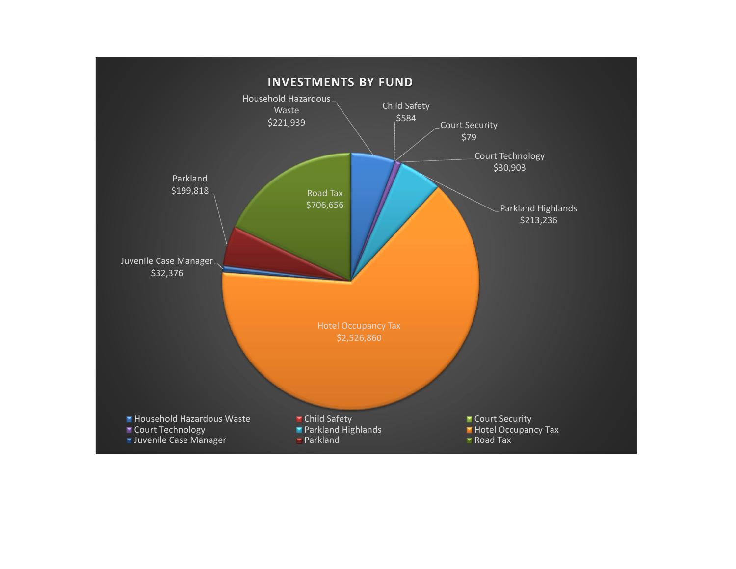# INVESTMENTS BY FUND

| Fund | Amount |
| --- | --- |
| Household Hazardous Waste | $221,939 |
| Child Safety | $584 |
| Court Security | $79 |
| Court Technology | $30,903 |
| Parkland Highlands | $213,236 |
| Hotel Occupancy Tax | $2,526,860 |
| Juvenile Case Manager | $32,376 |
| Parkland | $199,818 |
| Road Tax | $706,656 |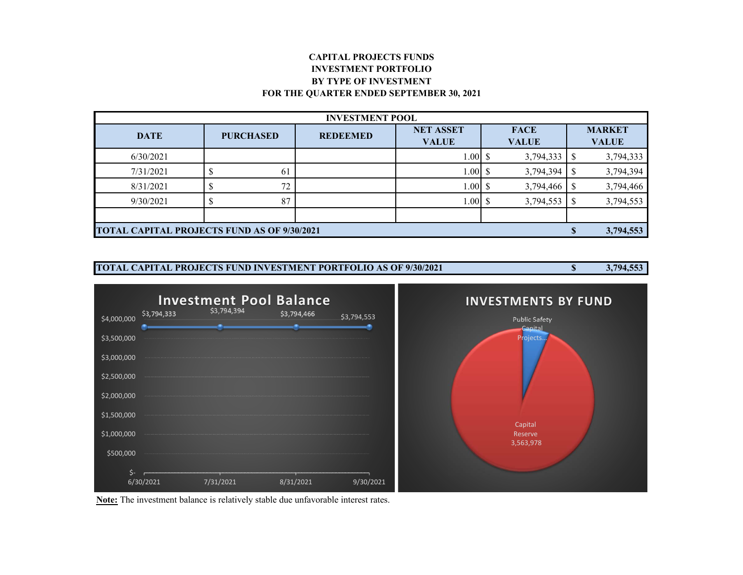# CAPITAL PROJECTS FUNDS
## INVESTMENT PORTFOLIO
## BY TYPE OF INVESTMENT
## FOR THE QUARTER ENDED SEPTEMBER 30, 2021

| INVESTMENT POOL | | | | | |
|---|---|---|---|---|---|
| **DATE** | **PURCHASED** | **REDEEMED** | **NET ASSET VALUE** | **FACE VALUE** | **MARKET VALUE** |
| 6/30/2021 | | | 1.00 | $ 3,794,333 | $ 3,794,333 |
| 7/31/2021 | $ 61 | | 1.00 | $ 3,794,394 | $ 3,794,394 |
| 8/31/2021 | $ 72 | | 1.00 | $ 3,794,466 | $ 3,794,466 |
| 9/30/2021 | $ 87 | | 1.00 | $ 3,794,553 | $ 3,794,553 |
| | | | | | |
| **TOTAL CAPITAL PROJECTS FUND AS OF 9/30/2021** | | | | | **$ 3,794,553** |

| **TOTAL CAPITAL PROJECTS FUND INVESTMENT PORTFOLIO AS OF 9/30/2021** | **$ 3,794,553** |
|---|---|

**Investment Pool Balance**

| Date | Balance |
|---|---|
| 6/30/2021 | $3,794,333 |
| 7/31/2021 | $3,794,394 |
| 8/31/2021 | $3,794,466 |
| 9/30/2021 | $3,794,553 |

**INVESTMENTS BY FUND**

- Public Safety Capital Projects...
- Capital Reserve 3,563,978

**Note:** The investment balance is relatively stable due unfavorable interest rates.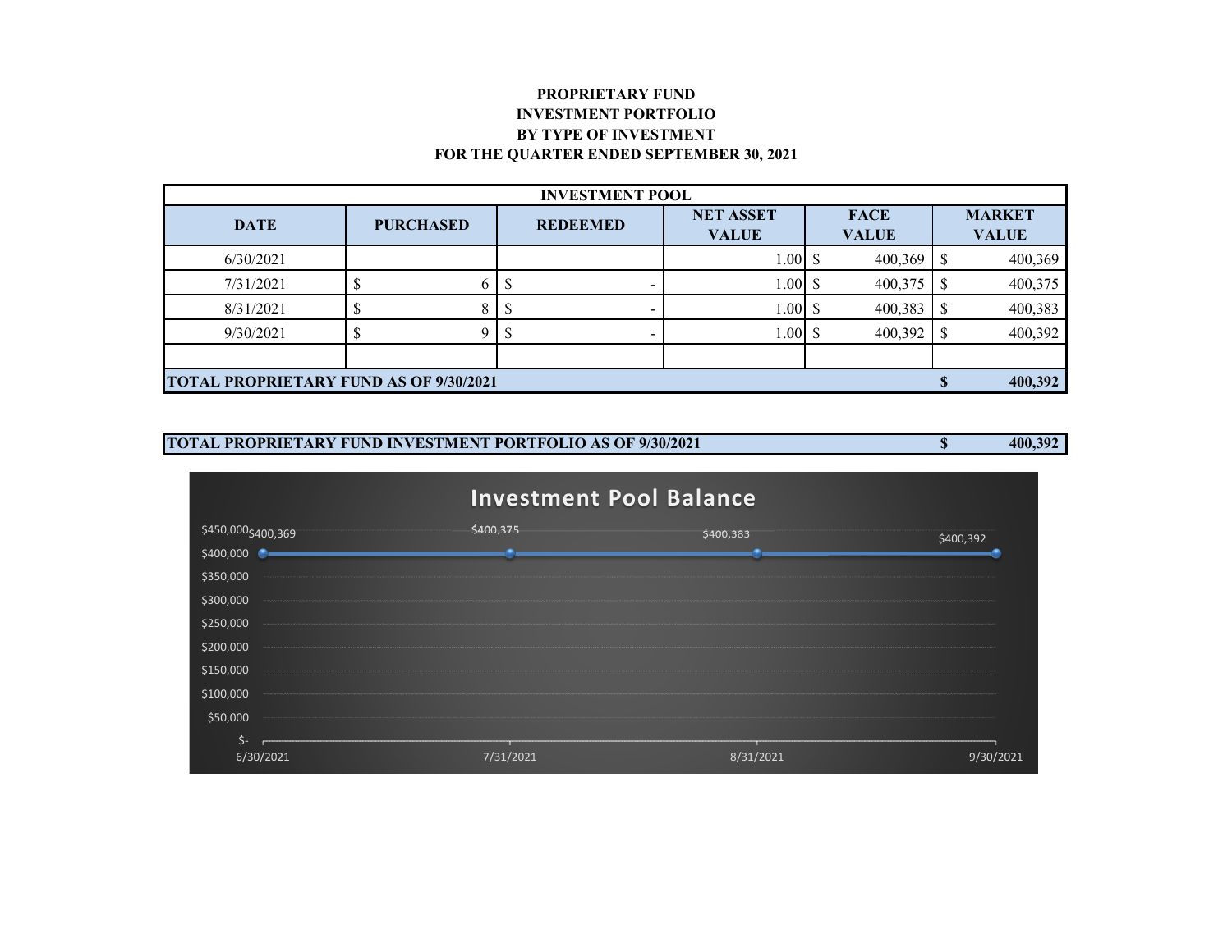**PROPRIETARY FUND**
**INVESTMENT PORTFOLIO**
**BY TYPE OF INVESTMENT**
**FOR THE QUARTER ENDED SEPTEMBER 30, 2021**

| INVESTMENT POOL | | | | | |
|---|---|---|---|---|---|
| **DATE** | **PURCHASED** | **REDEEMED** | **NET ASSET VALUE** | **FACE VALUE** | **MARKET VALUE** |
| 6/30/2021 | | | 1.00 | $ 400,369 | $ 400,369 |
| 7/31/2021 | $ 6 | $ - | 1.00 | $ 400,375 | $ 400,375 |
| 8/31/2021 | $ 8 | $ - | 1.00 | $ 400,383 | $ 400,383 |
| 9/30/2021 | $ 9 | $ - | 1.00 | $ 400,392 | $ 400,392 |
| | | | | | |
| **TOTAL PROPRIETARY FUND AS OF 9/30/2021** | | | | | **$ 400,392** |

| | |
|---|---|
| **TOTAL PROPRIETARY FUND INVESTMENT PORTFOLIO AS OF 9/30/2021** | **$ 400,392** |

Investment Pool Balance

$400,369
$400,375
$400,383
$400,392

$450,000
$400,000
$350,000
$300,000
$250,000
$200,000
$150,000
$100,000
$50,000
$-

6/30/2021
7/31/2021
8/31/2021
9/30/2021